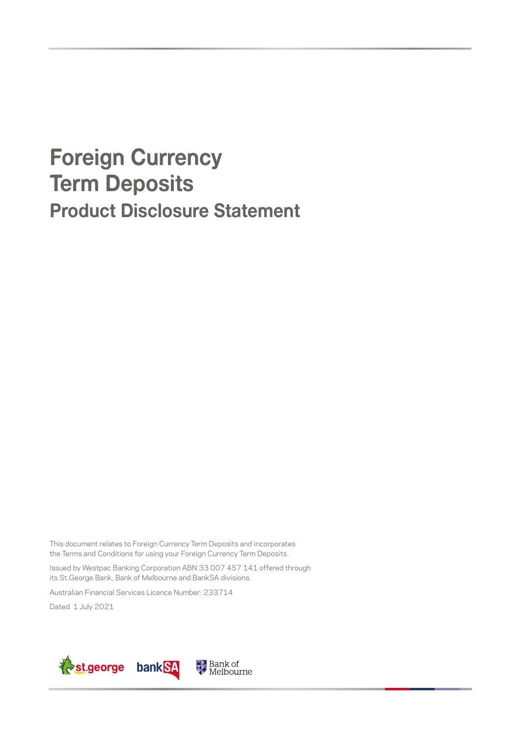# Foreign Currency Term Deposits

## Product Disclosure Statement

This document relates to Foreign Currency Term Deposits and incorporates the Terms and Conditions for using your Foreign Currency Term Deposits.

Issued by Westpac Banking Corporation ABN 33 007 457 141 offered through its St.George Bank, Bank of Melbourne and BankSA divisions.

Australian Financial Services Licence Number: 233714

Dated 1 July 2021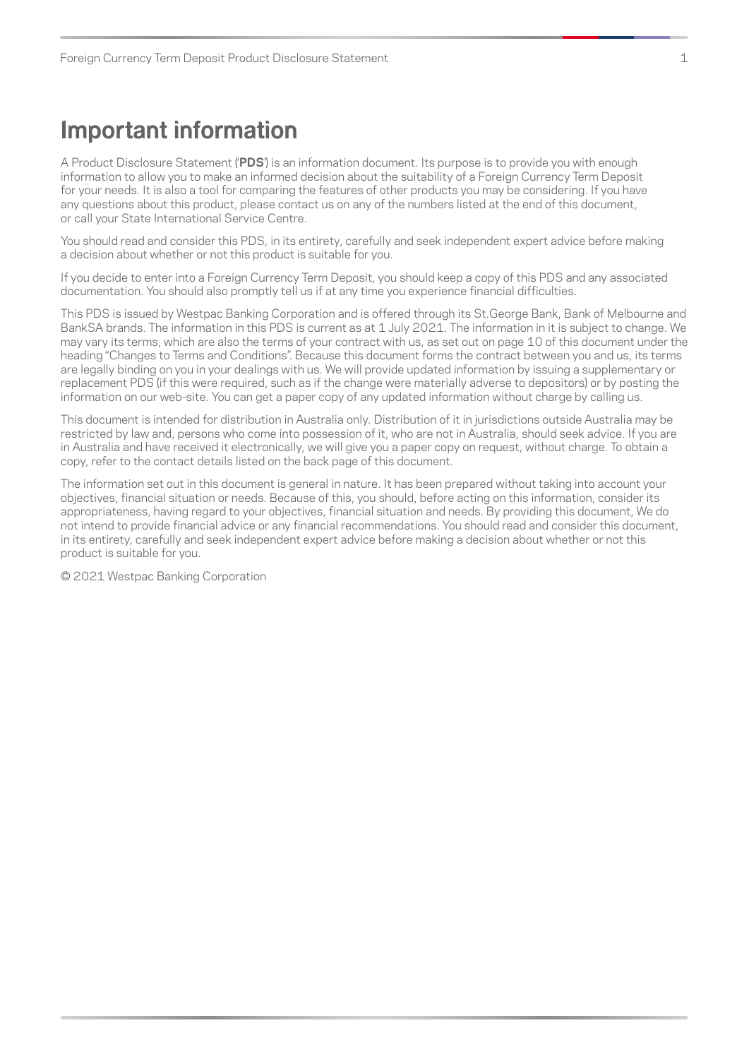# Important information

A Product Disclosure Statement ('**PDS**') is an information document. Its purpose is to provide you with enough information to allow you to make an informed decision about the suitability of a Foreign Currency Term Deposit for your needs. It is also a tool for comparing the features of other products you may be considering. If you have any questions about this product, please contact us on any of the numbers listed at the end of this document, or call your State International Service Centre.

You should read and consider this PDS, in its entirety, carefully and seek independent expert advice before making a decision about whether or not this product is suitable for you.

If you decide to enter into a Foreign Currency Term Deposit, you should keep a copy of this PDS and any associated documentation. You should also promptly tell us if at any time you experience financial difficulties.

This PDS is issued by Westpac Banking Corporation and is offered through its St.George Bank, Bank of Melbourne and BankSA brands. The information in this PDS is current as at 1 July 2021. The information in it is subject to change. We may vary its terms, which are also the terms of your contract with us, as set out on page 10 of this document under the heading "Changes to Terms and Conditions". Because this document forms the contract between you and us, its terms are legally binding on you in your dealings with us. We will provide updated information by issuing a supplementary or replacement PDS (if this were required, such as if the change were materially adverse to depositors) or by posting the information on our web-site. You can get a paper copy of any updated information without charge by calling us.

This document is intended for distribution in Australia only. Distribution of it in jurisdictions outside Australia may be restricted by law and, persons who come into possession of it, who are not in Australia, should seek advice. If you are in Australia and have received it electronically, we will give you a paper copy on request, without charge. To obtain a copy, refer to the contact details listed on the back page of this document.

The information set out in this document is general in nature. It has been prepared without taking into account your objectives, financial situation or needs. Because of this, you should, before acting on this information, consider its appropriateness, having regard to your objectives, financial situation and needs. By providing this document, We do not intend to provide financial advice or any financial recommendations. You should read and consider this document, in its entirety, carefully and seek independent expert advice before making a decision about whether or not this product is suitable for you.

© 2021 Westpac Banking Corporation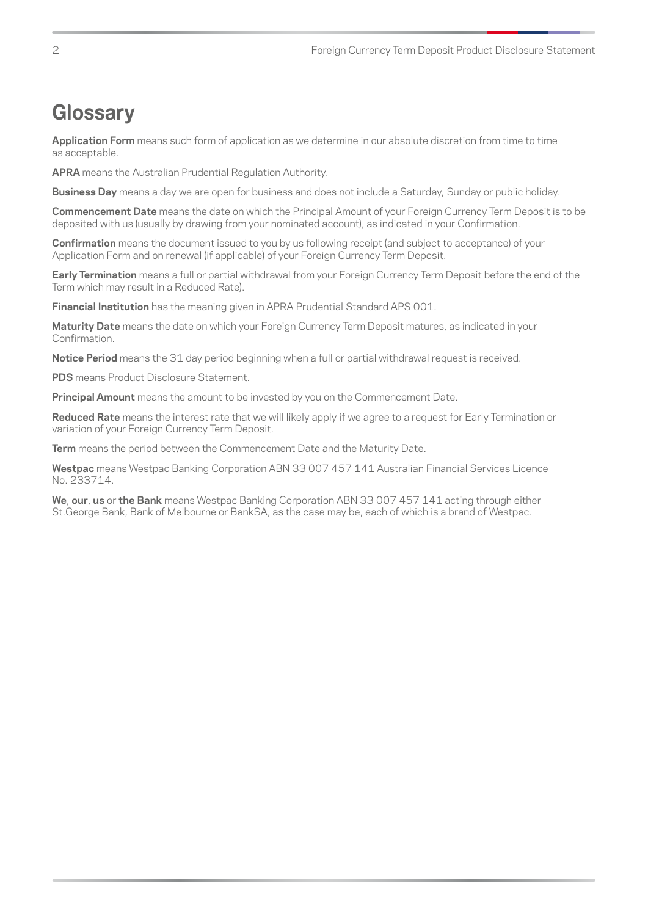# Glossary

**Application Form** means such form of application as we determine in our absolute discretion from time to time as acceptable.

**APRA** means the Australian Prudential Regulation Authority.

**Business Day** means a day we are open for business and does not include a Saturday, Sunday or public holiday.

**Commencement Date** means the date on which the Principal Amount of your Foreign Currency Term Deposit is to be deposited with us (usually by drawing from your nominated account), as indicated in your Confirmation.

**Confirmation** means the document issued to you by us following receipt (and subject to acceptance) of your Application Form and on renewal (if applicable) of your Foreign Currency Term Deposit.

**Early Termination** means a full or partial withdrawal from your Foreign Currency Term Deposit before the end of the Term which may result in a Reduced Rate).

**Financial Institution** has the meaning given in APRA Prudential Standard APS 001.

**Maturity Date** means the date on which your Foreign Currency Term Deposit matures, as indicated in your Confirmation.

**Notice Period** means the 31 day period beginning when a full or partial withdrawal request is received.

**PDS** means Product Disclosure Statement.

**Principal Amount** means the amount to be invested by you on the Commencement Date.

**Reduced Rate** means the interest rate that we will likely apply if we agree to a request for Early Termination or variation of your Foreign Currency Term Deposit.

**Term** means the period between the Commencement Date and the Maturity Date.

**Westpac** means Westpac Banking Corporation ABN 33 007 457 141 Australian Financial Services Licence No. 233714.

**We**, **our**, **us** or **the Bank** means Westpac Banking Corporation ABN 33 007 457 141 acting through either St.George Bank, Bank of Melbourne or BankSA, as the case may be, each of which is a brand of Westpac.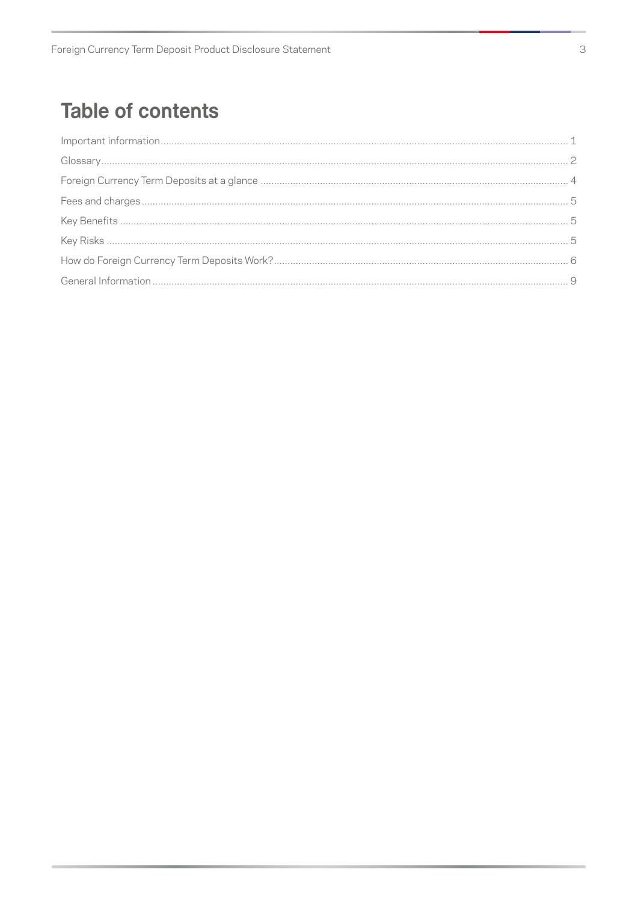# Table of contents

| | |
|---|---|
| Important information | 1 |
| Glossary | 2 |
| Foreign Currency Term Deposits at a glance | 4 |
| Fees and charges | 5 |
| Key Benefits | 5 |
| Key Risks | 5 |
| How do Foreign Currency Term Deposits Work? | 6 |
| General Information | 9 |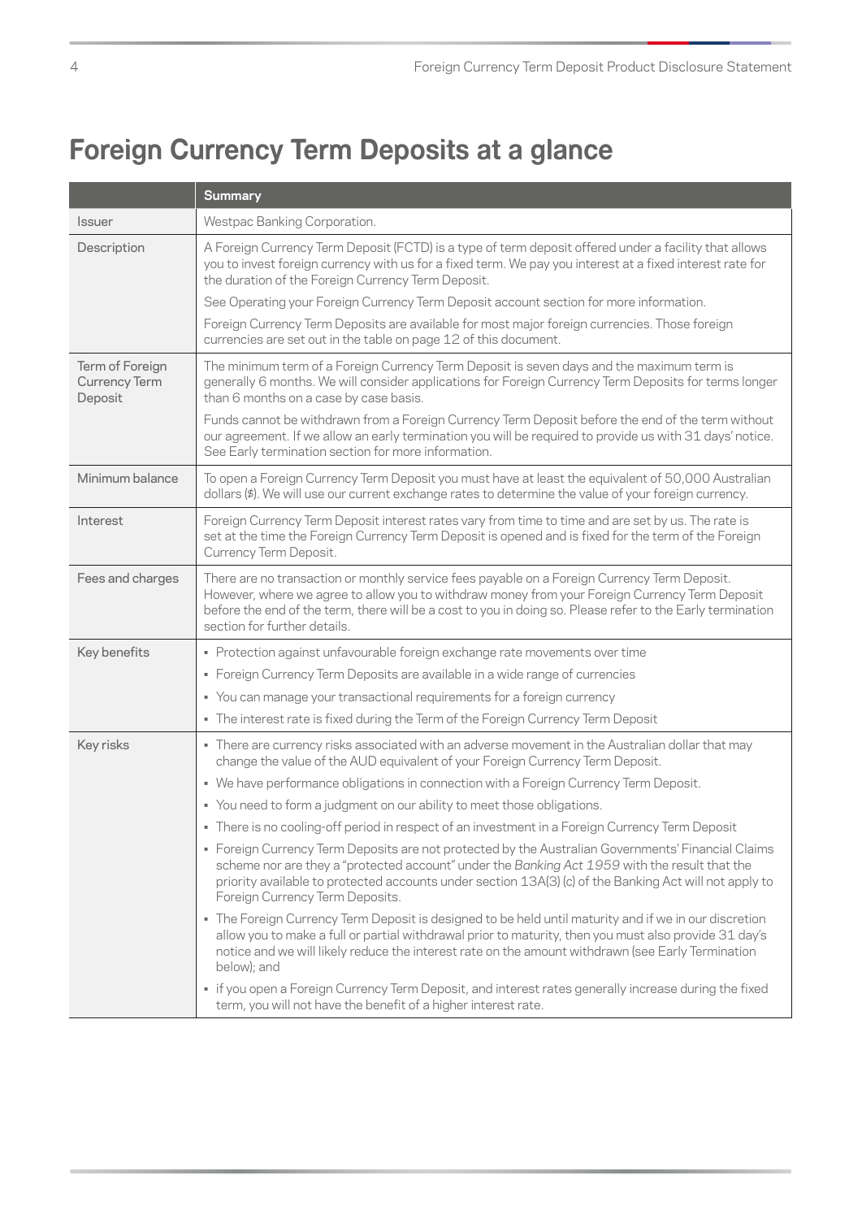# Foreign Currency Term Deposits at a glance

| | Summary |
|---|---|
| Issuer | Westpac Banking Corporation. |
| Description | A Foreign Currency Term Deposit (FCTD) is a type of term deposit offered under a facility that allows you to invest foreign currency with us for a fixed term. We pay you interest at a fixed interest rate for the duration of the Foreign Currency Term Deposit.<br><br>See Operating your Foreign Currency Term Deposit account section for more information.<br><br>Foreign Currency Term Deposits are available for most major foreign currencies. Those foreign currencies are set out in the table on page 12 of this document. |
| Term of Foreign Currency Term Deposit | The minimum term of a Foreign Currency Term Deposit is seven days and the maximum term is generally 6 months. We will consider applications for Foreign Currency Term Deposits for terms longer than 6 months on a case by case basis.<br><br>Funds cannot be withdrawn from a Foreign Currency Term Deposit before the end of the term without our agreement. If we allow an early termination you will be required to provide us with 31 days' notice. See Early termination section for more information. |
| Minimum balance | To open a Foreign Currency Term Deposit you must have at least the equivalent of 50,000 Australian dollars (\$). We will use our current exchange rates to determine the value of your foreign currency. |
| Interest | Foreign Currency Term Deposit interest rates vary from time to time and are set by us. The rate is set at the time the Foreign Currency Term Deposit is opened and is fixed for the term of the Foreign Currency Term Deposit. |
| Fees and charges | There are no transaction or monthly service fees payable on a Foreign Currency Term Deposit. However, where we agree to allow you to withdraw money from your Foreign Currency Term Deposit before the end of the term, there will be a cost to you in doing so. Please refer to the Early termination section for further details. |
| Key benefits | • Protection against unfavourable foreign exchange rate movements over time<br>• Foreign Currency Term Deposits are available in a wide range of currencies<br>• You can manage your transactional requirements for a foreign currency<br>• The interest rate is fixed during the Term of the Foreign Currency Term Deposit |
| Key risks | • There are currency risks associated with an adverse movement in the Australian dollar that may change the value of the AUD equivalent of your Foreign Currency Term Deposit.<br>• We have performance obligations in connection with a Foreign Currency Term Deposit.<br>• You need to form a judgment on our ability to meet those obligations.<br>• There is no cooling-off period in respect of an investment in a Foreign Currency Term Deposit<br>• Foreign Currency Term Deposits are not protected by the Australian Governments' Financial Claims scheme nor are they a "protected account" under the *Banking Act 1959* with the result that the priority available to protected accounts under section 13A(3) (c) of the Banking Act will not apply to Foreign Currency Term Deposits.<br>• The Foreign Currency Term Deposit is designed to be held until maturity and if we in our discretion allow you to make a full or partial withdrawal prior to maturity, then you must also provide 31 day's notice and we will likely reduce the interest rate on the amount withdrawn (see Early Termination below); and<br>• if you open a Foreign Currency Term Deposit, and interest rates generally increase during the fixed term, you will not have the benefit of a higher interest rate. |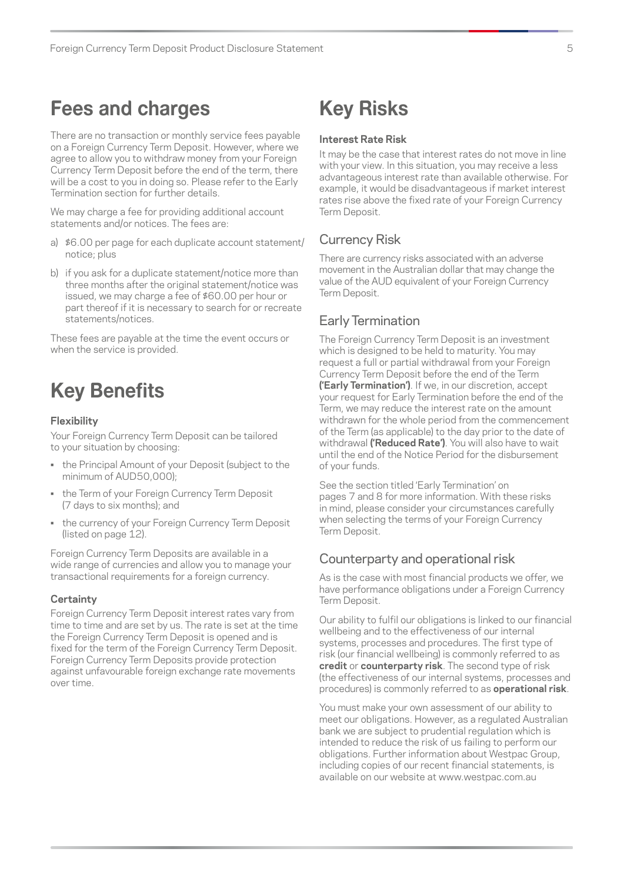## Fees and charges

There are no transaction or monthly service fees payable on a Foreign Currency Term Deposit. However, where we agree to allow you to withdraw money from your Foreign Currency Term Deposit before the end of the term, there will be a cost to you in doing so. Please refer to the Early Termination section for further details.

We may charge a fee for providing additional account statements and/or notices. The fees are:

a) $6.00 per page for each duplicate account statement/notice; plus

b) if you ask for a duplicate statement/notice more than three months after the original statement/notice was issued, we may charge a fee of $60.00 per hour or part thereof if it is necessary to search for or recreate statements/notices.

These fees are payable at the time the event occurs or when the service is provided.

## Key Benefits

**Flexibility**

Your Foreign Currency Term Deposit can be tailored to your situation by choosing:

- the Principal Amount of your Deposit (subject to the minimum of AUD50,000);
- the Term of your Foreign Currency Term Deposit (7 days to six months); and
- the currency of your Foreign Currency Term Deposit (listed on page 12).

Foreign Currency Term Deposits are available in a wide range of currencies and allow you to manage your transactional requirements for a foreign currency.

**Certainty**

Foreign Currency Term Deposit interest rates vary from time to time and are set by us. The rate is set at the time the Foreign Currency Term Deposit is opened and is fixed for the term of the Foreign Currency Term Deposit. Foreign Currency Term Deposits provide protection against unfavourable foreign exchange rate movements over time.

## Key Risks

**Interest Rate Risk**

It may be the case that interest rates do not move in line with your view. In this situation, you may receive a less advantageous interest rate than available otherwise. For example, it would be disadvantageous if market interest rates rise above the fixed rate of your Foreign Currency Term Deposit.

### Currency Risk

There are currency risks associated with an adverse movement in the Australian dollar that may change the value of the AUD equivalent of your Foreign Currency Term Deposit.

### Early Termination

The Foreign Currency Term Deposit is an investment which is designed to be held to maturity. You may request a full or partial withdrawal from your Foreign Currency Term Deposit before the end of the Term **('Early Termination')**. If we, in our discretion, accept your request for Early Termination before the end of the Term, we may reduce the interest rate on the amount withdrawn for the whole period from the commencement of the Term (as applicable) to the day prior to the date of withdrawal **('Reduced Rate')**. You will also have to wait until the end of the Notice Period for the disbursement of your funds.

See the section titled 'Early Termination' on pages 7 and 8 for more information. With these risks in mind, please consider your circumstances carefully when selecting the terms of your Foreign Currency Term Deposit.

### Counterparty and operational risk

As is the case with most financial products we offer, we have performance obligations under a Foreign Currency Term Deposit.

Our ability to fulfil our obligations is linked to our financial wellbeing and to the effectiveness of our internal systems, processes and procedures. The first type of risk (our financial wellbeing) is commonly referred to as **credit** or **counterparty risk**. The second type of risk (the effectiveness of our internal systems, processes and procedures) is commonly referred to as **operational risk**.

You must make your own assessment of our ability to meet our obligations. However, as a regulated Australian bank we are subject to prudential regulation which is intended to reduce the risk of us failing to perform our obligations. Further information about Westpac Group, including copies of our recent financial statements, is available on our website at www.westpac.com.au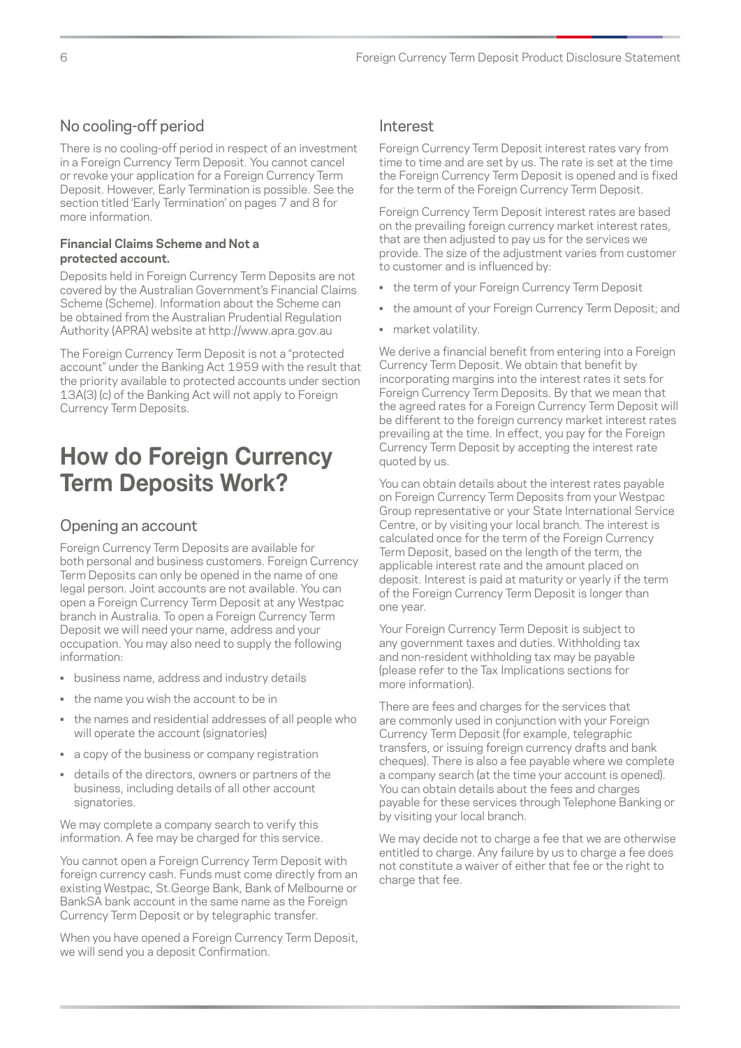## No cooling-off period

There is no cooling-off period in respect of an investment in a Foreign Currency Term Deposit. You cannot cancel or revoke your application for a Foreign Currency Term Deposit. However, Early Termination is possible. See the section titled 'Early Termination' on pages 7 and 8 for more information.

**Financial Claims Scheme and Not a protected account.**

Deposits held in Foreign Currency Term Deposits are not covered by the Australian Government's Financial Claims Scheme (Scheme). Information about the Scheme can be obtained from the Australian Prudential Regulation Authority (APRA) website at http://www.apra.gov.au

The Foreign Currency Term Deposit is not a "protected account" under the Banking Act 1959 with the result that the priority available to protected accounts under section 13A(3) (c) of the Banking Act will not apply to Foreign Currency Term Deposits.

# How do Foreign Currency Term Deposits Work?

## Opening an account

Foreign Currency Term Deposits are available for both personal and business customers. Foreign Currency Term Deposits can only be opened in the name of one legal person. Joint accounts are not available. You can open a Foreign Currency Term Deposit at any Westpac branch in Australia. To open a Foreign Currency Term Deposit we will need your name, address and your occupation. You may also need to supply the following information:

- business name, address and industry details
- the name you wish the account to be in
- the names and residential addresses of all people who will operate the account (signatories)
- a copy of the business or company registration
- details of the directors, owners or partners of the business, including details of all other account signatories.

We may complete a company search to verify this information. A fee may be charged for this service.

You cannot open a Foreign Currency Term Deposit with foreign currency cash. Funds must come directly from an existing Westpac, St.George Bank, Bank of Melbourne or BankSA bank account in the same name as the Foreign Currency Term Deposit or by telegraphic transfer.

When you have opened a Foreign Currency Term Deposit, we will send you a deposit Confirmation.

## Interest

Foreign Currency Term Deposit interest rates vary from time to time and are set by us. The rate is set at the time the Foreign Currency Term Deposit is opened and is fixed for the term of the Foreign Currency Term Deposit.

Foreign Currency Term Deposit interest rates are based on the prevailing foreign currency market interest rates, that are then adjusted to pay us for the services we provide. The size of the adjustment varies from customer to customer and is influenced by:

- the term of your Foreign Currency Term Deposit
- the amount of your Foreign Currency Term Deposit; and
- market volatility.

We derive a financial benefit from entering into a Foreign Currency Term Deposit. We obtain that benefit by incorporating margins into the interest rates it sets for Foreign Currency Term Deposits. By that we mean that the agreed rates for a Foreign Currency Term Deposit will be different to the foreign currency market interest rates prevailing at the time. In effect, you pay for the Foreign Currency Term Deposit by accepting the interest rate quoted by us.

You can obtain details about the interest rates payable on Foreign Currency Term Deposits from your Westpac Group representative or your State International Service Centre, or by visiting your local branch. The interest is calculated once for the term of the Foreign Currency Term Deposit, based on the length of the term, the applicable interest rate and the amount placed on deposit. Interest is paid at maturity or yearly if the term of the Foreign Currency Term Deposit is longer than one year.

Your Foreign Currency Term Deposit is subject to any government taxes and duties. Withholding tax and non-resident withholding tax may be payable (please refer to the Tax Implications sections for more information).

There are fees and charges for the services that are commonly used in conjunction with your Foreign Currency Term Deposit (for example, telegraphic transfers, or issuing foreign currency drafts and bank cheques). There is also a fee payable where we complete a company search (at the time your account is opened). You can obtain details about the fees and charges payable for these services through Telephone Banking or by visiting your local branch.

We may decide not to charge a fee that we are otherwise entitled to charge. Any failure by us to charge a fee does not constitute a waiver of either that fee or the right to charge that fee.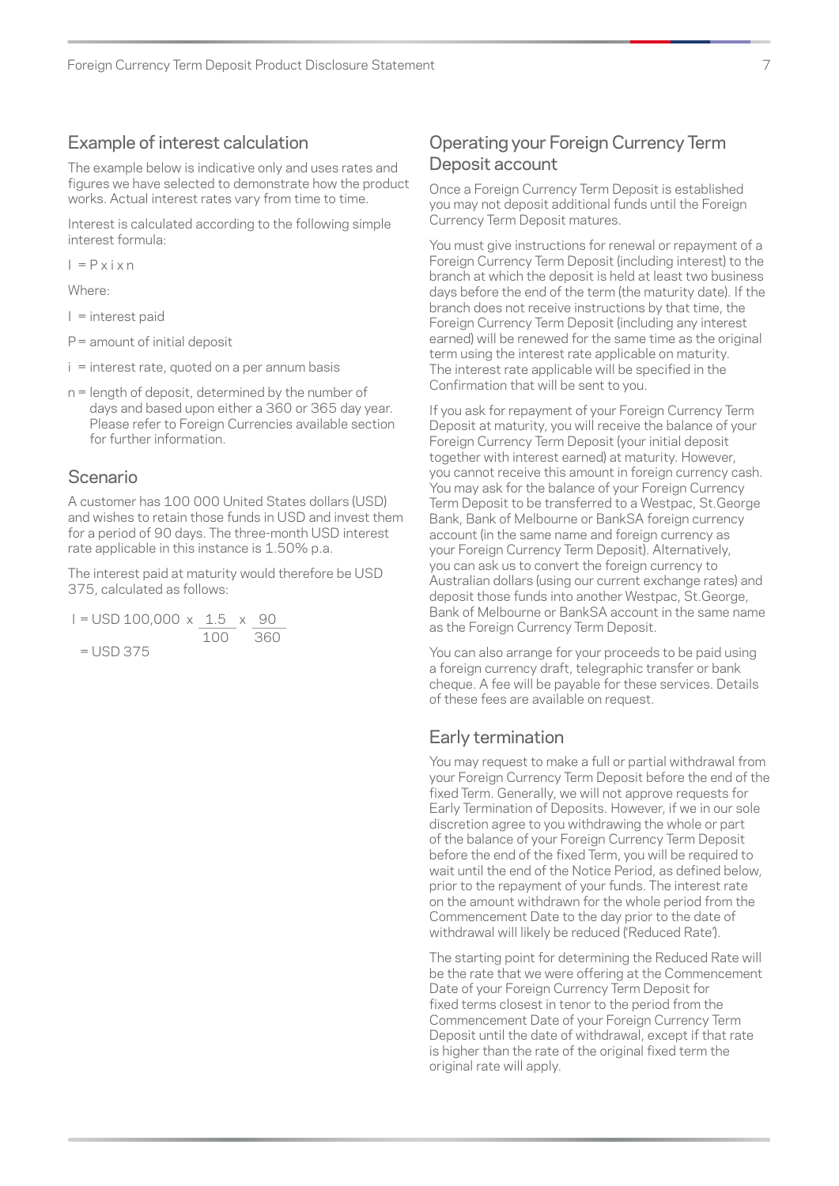## Example of interest calculation

The example below is indicative only and uses rates and figures we have selected to demonstrate how the product works. Actual interest rates vary from time to time.

Interest is calculated according to the following simple interest formula:

$$I = P \times i \times n$$

Where:

I = interest paid

P = amount of initial deposit

i = interest rate, quoted on a per annum basis

n = length of deposit, determined by the number of days and based upon either a 360 or 365 day year. Please refer to Foreign Currencies available section for further information.

## Scenario

A customer has 100 000 United States dollars (USD) and wishes to retain those funds in USD and invest them for a period of 90 days. The three-month USD interest rate applicable in this instance is 1.50% p.a.

The interest paid at maturity would therefore be USD 375, calculated as follows:

$$I = \text{USD } 100{,}000 \times \frac{1.5}{100} \times \frac{90}{360}$$

$$= \text{USD } 375$$

## Operating your Foreign Currency Term Deposit account

Once a Foreign Currency Term Deposit is established you may not deposit additional funds until the Foreign Currency Term Deposit matures.

You must give instructions for renewal or repayment of a Foreign Currency Term Deposit (including interest) to the branch at which the deposit is held at least two business days before the end of the term (the maturity date). If the branch does not receive instructions by that time, the Foreign Currency Term Deposit (including any interest earned) will be renewed for the same time as the original term using the interest rate applicable on maturity. The interest rate applicable will be specified in the Confirmation that will be sent to you.

If you ask for repayment of your Foreign Currency Term Deposit at maturity, you will receive the balance of your Foreign Currency Term Deposit (your initial deposit together with interest earned) at maturity. However, you cannot receive this amount in foreign currency cash. You may ask for the balance of your Foreign Currency Term Deposit to be transferred to a Westpac, St.George Bank, Bank of Melbourne or BankSA foreign currency account (in the same name and foreign currency as your Foreign Currency Term Deposit). Alternatively, you can ask us to convert the foreign currency to Australian dollars (using our current exchange rates) and deposit those funds into another Westpac, St.George, Bank of Melbourne or BankSA account in the same name as the Foreign Currency Term Deposit.

You can also arrange for your proceeds to be paid using a foreign currency draft, telegraphic transfer or bank cheque. A fee will be payable for these services. Details of these fees are available on request.

## Early termination

You may request to make a full or partial withdrawal from your Foreign Currency Term Deposit before the end of the fixed Term. Generally, we will not approve requests for Early Termination of Deposits. However, if we in our sole discretion agree to you withdrawing the whole or part of the balance of your Foreign Currency Term Deposit before the end of the fixed Term, you will be required to wait until the end of the Notice Period, as defined below, prior to the repayment of your funds. The interest rate on the amount withdrawn for the whole period from the Commencement Date to the day prior to the date of withdrawal will likely be reduced ('Reduced Rate').

The starting point for determining the Reduced Rate will be the rate that we were offering at the Commencement Date of your Foreign Currency Term Deposit for fixed terms closest in tenor to the period from the Commencement Date of your Foreign Currency Term Deposit until the date of withdrawal, except if that rate is higher than the rate of the original fixed term the original rate will apply.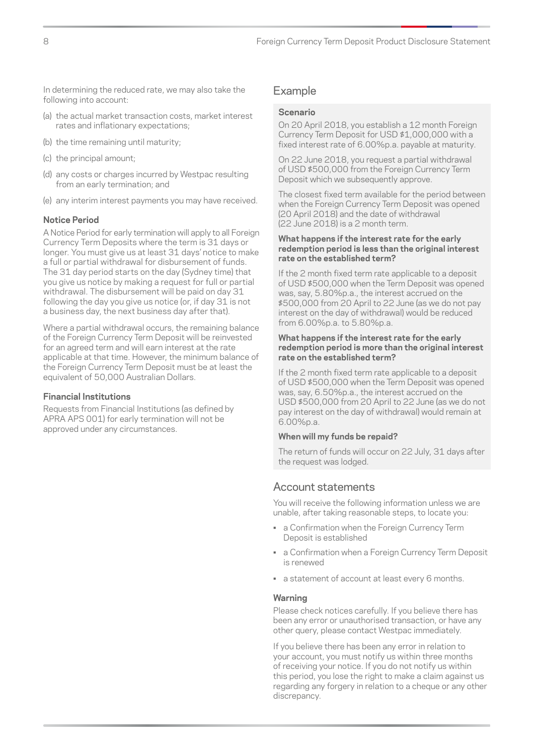In determining the reduced rate, we may also take the following into account:

(a) the actual market transaction costs, market interest rates and inflationary expectations;

(b) the time remaining until maturity;

(c) the principal amount;

(d) any costs or charges incurred by Westpac resulting from an early termination; and

(e) any interim interest payments you may have received.

**Notice Period**

A Notice Period for early termination will apply to all Foreign Currency Term Deposits where the term is 31 days or longer. You must give us at least 31 days' notice to make a full or partial withdrawal for disbursement of funds. The 31 day period starts on the day (Sydney time) that you give us notice by making a request for full or partial withdrawal. The disbursement will be paid on day 31 following the day you give us notice (or, if day 31 is not a business day, the next business day after that).

Where a partial withdrawal occurs, the remaining balance of the Foreign Currency Term Deposit will be reinvested for an agreed term and will earn interest at the rate applicable at that time. However, the minimum balance of the Foreign Currency Term Deposit must be at least the equivalent of 50,000 Australian Dollars.

**Financial Institutions**

Requests from Financial Institutions (as defined by APRA APS 001) for early termination will not be approved under any circumstances.

## Example

**Scenario**

On 20 April 2018, you establish a 12 month Foreign Currency Term Deposit for USD $1,000,000 with a fixed interest rate of 6.00%p.a. payable at maturity.

On 22 June 2018, you request a partial withdrawal of USD $500,000 from the Foreign Currency Term Deposit which we subsequently approve.

The closest fixed term available for the period between when the Foreign Currency Term Deposit was opened (20 April 2018) and the date of withdrawal (22 June 2018) is a 2 month term.

**What happens if the interest rate for the early redemption period is less than the original interest rate on the established term?**

If the 2 month fixed term rate applicable to a deposit of USD $500,000 when the Term Deposit was opened was, say, 5.80%p.a., the interest accrued on the $500,000 from 20 April to 22 June (as we do not pay interest on the day of withdrawal) would be reduced from 6.00%p.a. to 5.80%p.a.

**What happens if the interest rate for the early redemption period is more than the original interest rate on the established term?**

If the 2 month fixed term rate applicable to a deposit of USD $500,000 when the Term Deposit was opened was, say, 6.50%p.a., the interest accrued on the USD $500,000 from 20 April to 22 June (as we do not pay interest on the day of withdrawal) would remain at 6.00%p.a.

**When will my funds be repaid?**

The return of funds will occur on 22 July, 31 days after the request was lodged.

## Account statements

You will receive the following information unless we are unable, after taking reasonable steps, to locate you:

- a Confirmation when the Foreign Currency Term Deposit is established
- a Confirmation when a Foreign Currency Term Deposit is renewed
- a statement of account at least every 6 months.

**Warning**

Please check notices carefully. If you believe there has been any error or unauthorised transaction, or have any other query, please contact Westpac immediately.

If you believe there has been any error in relation to your account, you must notify us within three months of receiving your notice. If you do not notify us within this period, you lose the right to make a claim against us regarding any forgery in relation to a cheque or any other discrepancy.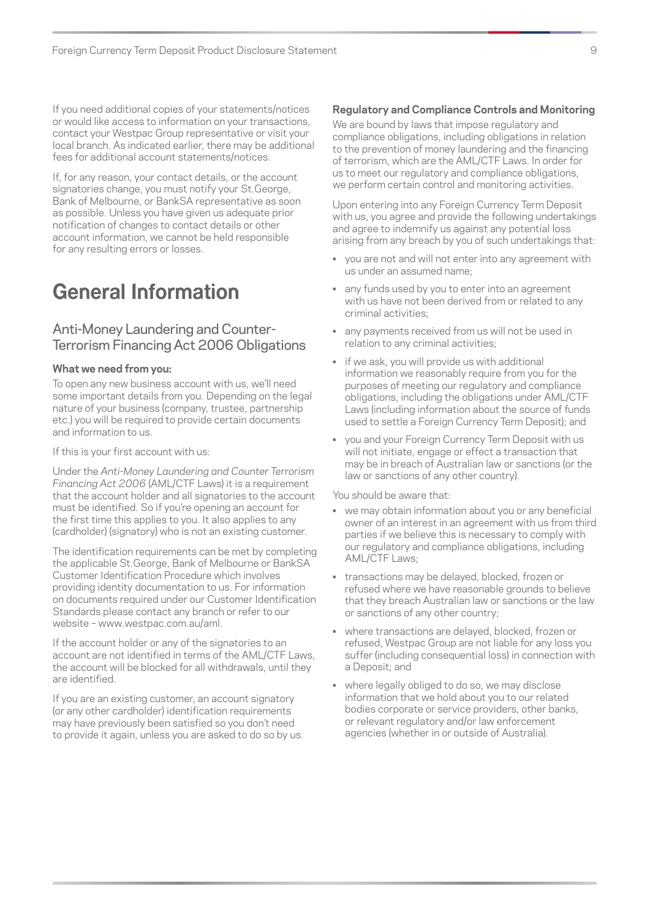If you need additional copies of your statements/notices or would like access to information on your transactions, contact your Westpac Group representative or visit your local branch. As indicated earlier, there may be additional fees for additional account statements/notices.

If, for any reason, your contact details, or the account signatories change, you must notify your St.George, Bank of Melbourne, or BankSA representative as soon as possible. Unless you have given us adequate prior notification of changes to contact details or other account information, we cannot be held responsible for any resulting errors or losses.

# General Information

## Anti-Money Laundering and Counter-Terrorism Financing Act 2006 Obligations

**What we need from you:**

To open any new business account with us, we'll need some important details from you. Depending on the legal nature of your business (company, trustee, partnership etc.) you will be required to provide certain documents and information to us.

If this is your first account with us:

Under the *Anti-Money Laundering and Counter Terrorism Financing Act 2006* (AML/CTF Laws) it is a requirement that the account holder and all signatories to the account must be identified. So if you're opening an account for the first time this applies to you. It also applies to any (cardholder) (signatory) who is not an existing customer.

The identification requirements can be met by completing the applicable St.George, Bank of Melbourne or BankSA Customer Identification Procedure which involves providing identity documentation to us. For information on documents required under our Customer Identification Standards please contact any branch or refer to our website – www.westpac.com.au/aml.

If the account holder or any of the signatories to an account are not identified in terms of the AML/CTF Laws, the account will be blocked for all withdrawals, until they are identified.

If you are an existing customer, an account signatory (or any other cardholder) identification requirements may have previously been satisfied so you don't need to provide it again, unless you are asked to do so by us.

**Regulatory and Compliance Controls and Monitoring**

We are bound by laws that impose regulatory and compliance obligations, including obligations in relation to the prevention of money laundering and the financing of terrorism, which are the AML/CTF Laws. In order for us to meet our regulatory and compliance obligations, we perform certain control and monitoring activities.

Upon entering into any Foreign Currency Term Deposit with us, you agree and provide the following undertakings and agree to indemnify us against any potential loss arising from any breach by you of such undertakings that:

- you are not and will not enter into any agreement with us under an assumed name;
- any funds used by you to enter into an agreement with us have not been derived from or related to any criminal activities;
- any payments received from us will not be used in relation to any criminal activities;
- if we ask, you will provide us with additional information we reasonably require from you for the purposes of meeting our regulatory and compliance obligations, including the obligations under AML/CTF Laws (including information about the source of funds used to settle a Foreign Currency Term Deposit); and
- you and your Foreign Currency Term Deposit with us will not initiate, engage or effect a transaction that may be in breach of Australian law or sanctions (or the law or sanctions of any other country).

You should be aware that:

- we may obtain information about you or any beneficial owner of an interest in an agreement with us from third parties if we believe this is necessary to comply with our regulatory and compliance obligations, including AML/CTF Laws;
- transactions may be delayed, blocked, frozen or refused where we have reasonable grounds to believe that they breach Australian law or sanctions or the law or sanctions of any other country;
- where transactions are delayed, blocked, frozen or refused, Westpac Group are not liable for any loss you suffer (including consequential loss) in connection with a Deposit; and
- where legally obliged to do so, we may disclose information that we hold about you to our related bodies corporate or service providers, other banks, or relevant regulatory and/or law enforcement agencies (whether in or outside of Australia).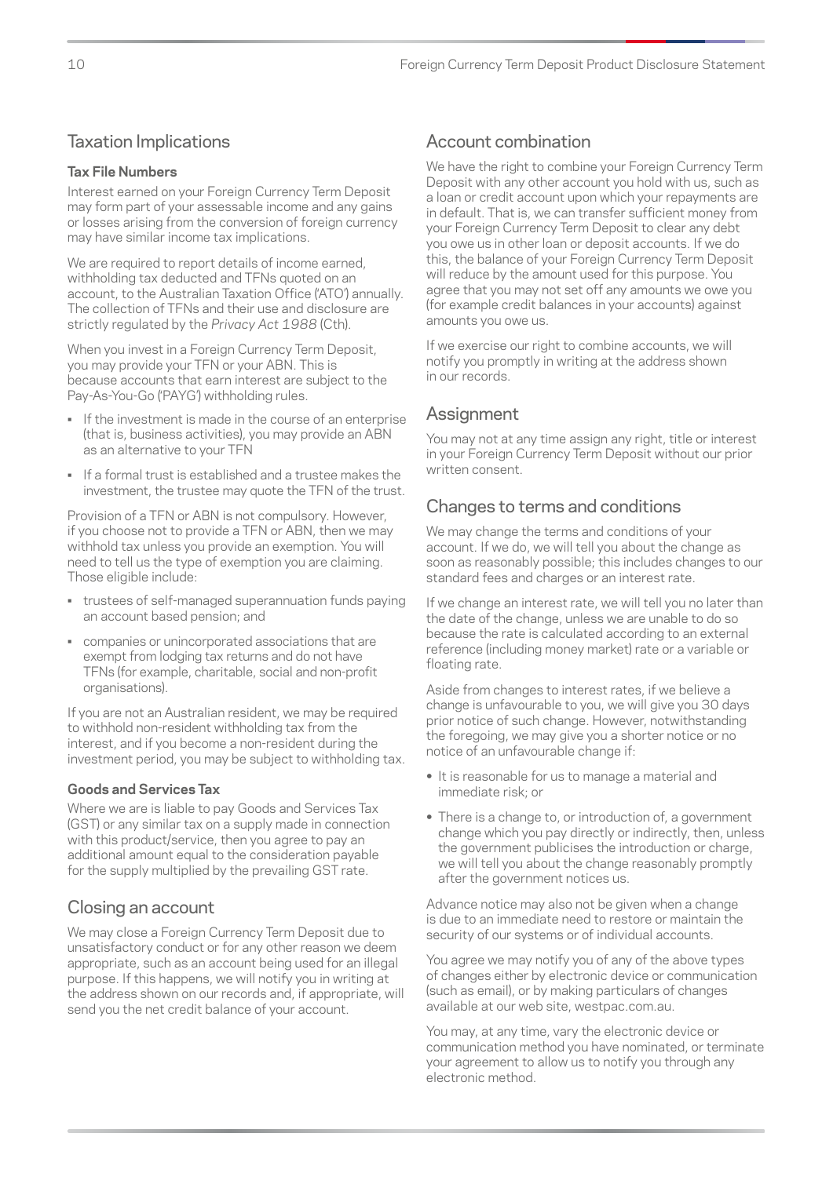## Taxation Implications

### Tax File Numbers

Interest earned on your Foreign Currency Term Deposit may form part of your assessable income and any gains or losses arising from the conversion of foreign currency may have similar income tax implications.

We are required to report details of income earned, withholding tax deducted and TFNs quoted on an account, to the Australian Taxation Office ('ATO') annually. The collection of TFNs and their use and disclosure are strictly regulated by the *Privacy Act 1988* (Cth).

When you invest in a Foreign Currency Term Deposit, you may provide your TFN or your ABN. This is because accounts that earn interest are subject to the Pay-As-You-Go ('PAYG') withholding rules.

- If the investment is made in the course of an enterprise (that is, business activities), you may provide an ABN as an alternative to your TFN
- If a formal trust is established and a trustee makes the investment, the trustee may quote the TFN of the trust.

Provision of a TFN or ABN is not compulsory. However, if you choose not to provide a TFN or ABN, then we may withhold tax unless you provide an exemption. You will need to tell us the type of exemption you are claiming. Those eligible include:

- trustees of self-managed superannuation funds paying an account based pension; and
- companies or unincorporated associations that are exempt from lodging tax returns and do not have TFNs (for example, charitable, social and non-profit organisations).

If you are not an Australian resident, we may be required to withhold non-resident withholding tax from the interest, and if you become a non-resident during the investment period, you may be subject to withholding tax.

### Goods and Services Tax

Where we are is liable to pay Goods and Services Tax (GST) or any similar tax on a supply made in connection with this product/service, then you agree to pay an additional amount equal to the consideration payable for the supply multiplied by the prevailing GST rate.

## Closing an account

We may close a Foreign Currency Term Deposit due to unsatisfactory conduct or for any other reason we deem appropriate, such as an account being used for an illegal purpose. If this happens, we will notify you in writing at the address shown on our records and, if appropriate, will send you the net credit balance of your account.

## Account combination

We have the right to combine your Foreign Currency Term Deposit with any other account you hold with us, such as a loan or credit account upon which your repayments are in default. That is, we can transfer sufficient money from your Foreign Currency Term Deposit to clear any debt you owe us in other loan or deposit accounts. If we do this, the balance of your Foreign Currency Term Deposit will reduce by the amount used for this purpose. You agree that you may not set off any amounts we owe you (for example credit balances in your accounts) against amounts you owe us.

If we exercise our right to combine accounts, we will notify you promptly in writing at the address shown in our records.

## Assignment

You may not at any time assign any right, title or interest in your Foreign Currency Term Deposit without our prior written consent.

## Changes to terms and conditions

We may change the terms and conditions of your account. If we do, we will tell you about the change as soon as reasonably possible; this includes changes to our standard fees and charges or an interest rate.

If we change an interest rate, we will tell you no later than the date of the change, unless we are unable to do so because the rate is calculated according to an external reference (including money market) rate or a variable or floating rate.

Aside from changes to interest rates, if we believe a change is unfavourable to you, we will give you 30 days prior notice of such change. However, notwithstanding the foregoing, we may give you a shorter notice or no notice of an unfavourable change if:

- It is reasonable for us to manage a material and immediate risk; or
- There is a change to, or introduction of, a government change which you pay directly or indirectly, then, unless the government publicises the introduction or charge, we will tell you about the change reasonably promptly after the government notices us.

Advance notice may also not be given when a change is due to an immediate need to restore or maintain the security of our systems or of individual accounts.

You agree we may notify you of any of the above types of changes either by electronic device or communication (such as email), or by making particulars of changes available at our web site, westpac.com.au.

You may, at any time, vary the electronic device or communication method you have nominated, or terminate your agreement to allow us to notify you through any electronic method.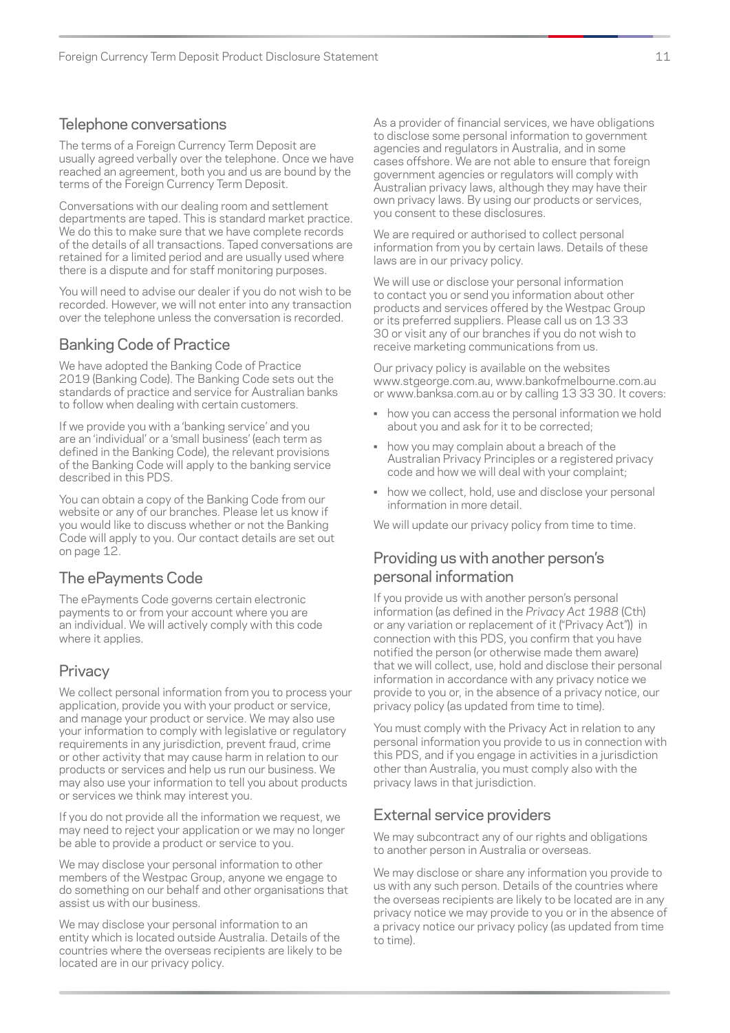## Telephone conversations

The terms of a Foreign Currency Term Deposit are usually agreed verbally over the telephone. Once we have reached an agreement, both you and us are bound by the terms of the Foreign Currency Term Deposit.

Conversations with our dealing room and settlement departments are taped. This is standard market practice. We do this to make sure that we have complete records of the details of all transactions. Taped conversations are retained for a limited period and are usually used where there is a dispute and for staff monitoring purposes.

You will need to advise our dealer if you do not wish to be recorded. However, we will not enter into any transaction over the telephone unless the conversation is recorded.

## Banking Code of Practice

We have adopted the Banking Code of Practice 2019 (Banking Code). The Banking Code sets out the standards of practice and service for Australian banks to follow when dealing with certain customers.

If we provide you with a 'banking service' and you are an 'individual' or a 'small business' (each term as defined in the Banking Code), the relevant provisions of the Banking Code will apply to the banking service described in this PDS.

You can obtain a copy of the Banking Code from our website or any of our branches. Please let us know if you would like to discuss whether or not the Banking Code will apply to you. Our contact details are set out on page 12.

## The ePayments Code

The ePayments Code governs certain electronic payments to or from your account where you are an individual. We will actively comply with this code where it applies.

## Privacy

We collect personal information from you to process your application, provide you with your product or service, and manage your product or service. We may also use your information to comply with legislative or regulatory requirements in any jurisdiction, prevent fraud, crime or other activity that may cause harm in relation to our products or services and help us run our business. We may also use your information to tell you about products or services we think may interest you.

If you do not provide all the information we request, we may need to reject your application or we may no longer be able to provide a product or service to you.

We may disclose your personal information to other members of the Westpac Group, anyone we engage to do something on our behalf and other organisations that assist us with our business.

We may disclose your personal information to an entity which is located outside Australia. Details of the countries where the overseas recipients are likely to be located are in our privacy policy.

As a provider of financial services, we have obligations to disclose some personal information to government agencies and regulators in Australia, and in some cases offshore. We are not able to ensure that foreign government agencies or regulators will comply with Australian privacy laws, although they may have their own privacy laws. By using our products or services, you consent to these disclosures.

We are required or authorised to collect personal information from you by certain laws. Details of these laws are in our privacy policy.

We will use or disclose your personal information to contact you or send you information about other products and services offered by the Westpac Group or its preferred suppliers. Please call us on 13 33 30 or visit any of our branches if you do not wish to receive marketing communications from us.

Our privacy policy is available on the websites www.stgeorge.com.au, www.bankofmelbourne.com.au or www.banksa.com.au or by calling 13 33 30. It covers:

- how you can access the personal information we hold about you and ask for it to be corrected;
- how you may complain about a breach of the Australian Privacy Principles or a registered privacy code and how we will deal with your complaint;
- how we collect, hold, use and disclose your personal information in more detail.

We will update our privacy policy from time to time.

## Providing us with another person's personal information

If you provide us with another person's personal information (as defined in the *Privacy Act 1988* (Cth) or any variation or replacement of it ("Privacy Act")) in connection with this PDS, you confirm that you have notified the person (or otherwise made them aware) that we will collect, use, hold and disclose their personal information in accordance with any privacy notice we provide to you or, in the absence of a privacy notice, our privacy policy (as updated from time to time).

You must comply with the Privacy Act in relation to any personal information you provide to us in connection with this PDS, and if you engage in activities in a jurisdiction other than Australia, you must comply also with the privacy laws in that jurisdiction.

## External service providers

We may subcontract any of our rights and obligations to another person in Australia or overseas.

We may disclose or share any information you provide to us with any such person. Details of the countries where the overseas recipients are likely to be located are in any privacy notice we may provide to you or in the absence of a privacy notice our privacy policy (as updated from time to time).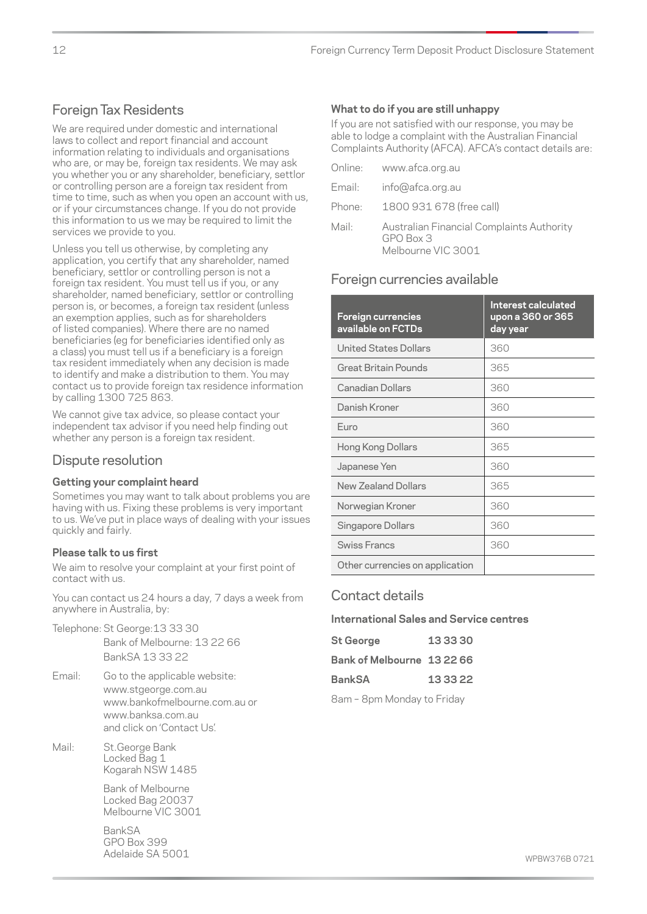## Foreign Tax Residents

We are required under domestic and international laws to collect and report financial and account information relating to individuals and organisations who are, or may be, foreign tax residents. We may ask you whether you or any shareholder, beneficiary, settlor or controlling person are a foreign tax resident from time to time, such as when you open an account with us, or if your circumstances change. If you do not provide this information to us we may be required to limit the services we provide to you.

Unless you tell us otherwise, by completing any application, you certify that any shareholder, named beneficiary, settlor or controlling person is not a foreign tax resident. You must tell us if you, or any shareholder, named beneficiary, settlor or controlling person is, or becomes, a foreign tax resident (unless an exemption applies, such as for shareholders of listed companies). Where there are no named beneficiaries (eg for beneficiaries identified only as a class) you must tell us if a beneficiary is a foreign tax resident immediately when any decision is made to identify and make a distribution to them. You may contact us to provide foreign tax residence information by calling 1300 725 863.

We cannot give tax advice, so please contact your independent tax advisor if you need help finding out whether any person is a foreign tax resident.

## Dispute resolution

### Getting your complaint heard

Sometimes you may want to talk about problems you are having with us. Fixing these problems is very important to us. We've put in place ways of dealing with your issues quickly and fairly.

### Please talk to us first

We aim to resolve your complaint at your first point of contact with us.

You can contact us 24 hours a day, 7 days a week from anywhere in Australia, by:

Telephone: St George:13 33 30
Bank of Melbourne: 13 22 66
BankSA 13 33 22

Email: Go to the applicable website:
www.stgeorge.com.au
www.bankofmelbourne.com.au or
www.banksa.com.au
and click on 'Contact Us'.

Mail: St.George Bank
Locked Bag 1
Kogarah NSW 1485

Bank of Melbourne
Locked Bag 20037
Melbourne VIC 3001

BankSA
GPO Box 399
Adelaide SA 5001

### What to do if you are still unhappy

If you are not satisfied with our response, you may be able to lodge a complaint with the Australian Financial Complaints Authority (AFCA). AFCA's contact details are:

Online: www.afca.org.au

Email: info@afca.org.au

Phone: 1800 931 678 (free call)

Mail: Australian Financial Complaints Authority
GPO Box 3
Melbourne VIC 3001

## Foreign currencies available

| Foreign currencies available on FCTDs | Interest calculated upon a 360 or 365 day year |
|---|---|
| United States Dollars | 360 |
| Great Britain Pounds | 365 |
| Canadian Dollars | 360 |
| Danish Kroner | 360 |
| Euro | 360 |
| Hong Kong Dollars | 365 |
| Japanese Yen | 360 |
| New Zealand Dollars | 365 |
| Norwegian Kroner | 360 |
| Singapore Dollars | 360 |
| Swiss Francs | 360 |
| Other currencies on application | |

## Contact details

### International Sales and Service centres

**St George** **13 33 30**

**Bank of Melbourne** **13 22 66**

**BankSA** **13 33 22**

8am – 8pm Monday to Friday

WPBW376B 0721